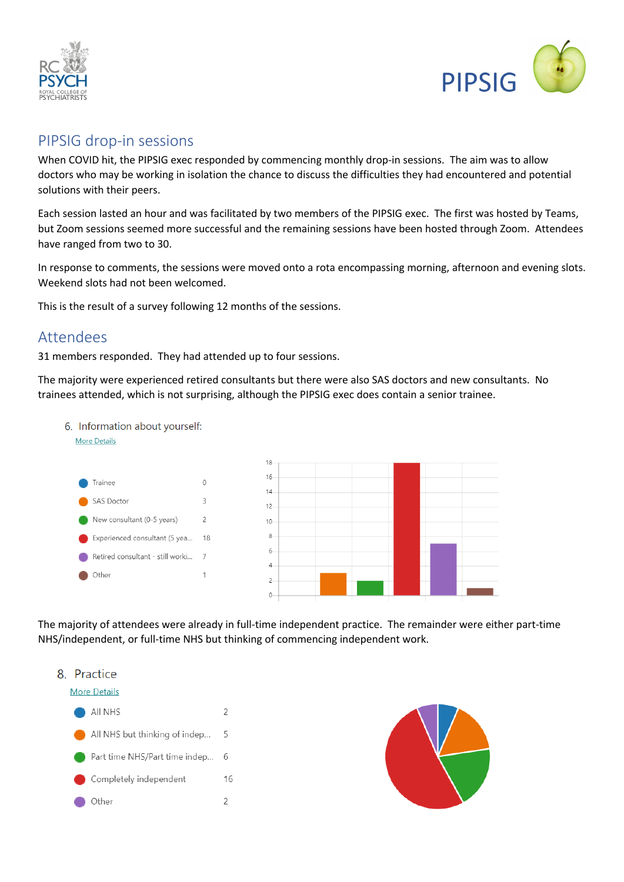# PIPSIG drop-in sessions

When COVID hit, the PIPSIG exec responded by commencing monthly drop-in sessions. The aim was to allow doctors who may be working in isolation the chance to discuss the difficulties they had encountered and potential solutions with their peers.

Each session lasted an hour and was facilitated by two members of the PIPSIG exec. The first was hosted by Teams, but Zoom sessions seemed more successful and the remaining sessions have been hosted through Zoom. Attendees have ranged from two to 30.

In response to comments, the sessions were moved onto a rota encompassing morning, afternoon and evening slots. Weekend slots had not been welcomed.

This is the result of a survey following 12 months of the sessions.

## Attendees

31 members responded. They had attended up to four sessions.

The majority were experienced retired consultants but there were also SAS doctors and new consultants. No trainees attended, which is not surprising, although the PIPSIG exec does contain a senior trainee.

6. Information about yourself:

More Details

| Category | Count |
|---|---|
| Trainee | 0 |
| SAS Doctor | 3 |
| New consultant (0-5 years) | 2 |
| Experienced consultant (5 yea... | 18 |
| Retired consultant - still worki... | 7 |
| Other | 1 |

The majority of attendees were already in full-time independent practice. The remainder were either part-time NHS/independent, or full-time NHS but thinking of commencing independent work.

8. Practice

More Details

| Category | Count |
|---|---|
| All NHS | 2 |
| All NHS but thinking of indep... | 5 |
| Part time NHS/Part time indep... | 6 |
| Completely independent | 16 |
| Other | 2 |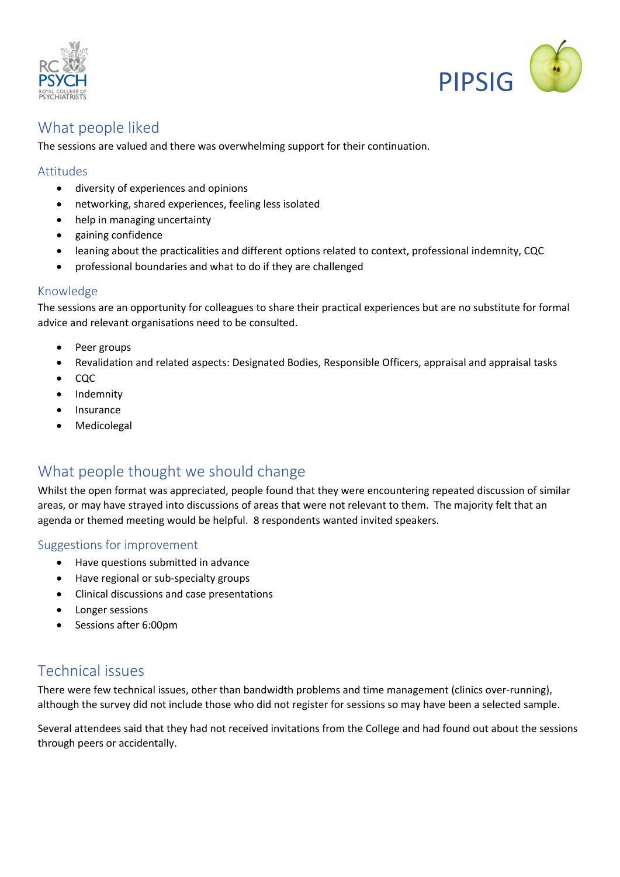## What people liked

The sessions are valued and there was overwhelming support for their continuation.

### Attitudes

- diversity of experiences and opinions
- networking, shared experiences, feeling less isolated
- help in managing uncertainty
- gaining confidence
- leaning about the practicalities and different options related to context, professional indemnity, CQC
- professional boundaries and what to do if they are challenged

### Knowledge

The sessions are an opportunity for colleagues to share their practical experiences but are no substitute for formal advice and relevant organisations need to be consulted.

- Peer groups
- Revalidation and related aspects: Designated Bodies, Responsible Officers, appraisal and appraisal tasks
- CQC
- Indemnity
- Insurance
- Medicolegal

## What people thought we should change

Whilst the open format was appreciated, people found that they were encountering repeated discussion of similar areas, or may have strayed into discussions of areas that were not relevant to them. The majority felt that an agenda or themed meeting would be helpful. 8 respondents wanted invited speakers.

### Suggestions for improvement

- Have questions submitted in advance
- Have regional or sub-specialty groups
- Clinical discussions and case presentations
- Longer sessions
- Sessions after 6:00pm

## Technical issues

There were few technical issues, other than bandwidth problems and time management (clinics over-running), although the survey did not include those who did not register for sessions so may have been a selected sample.

Several attendees said that they had not received invitations from the College and had found out about the sessions through peers or accidentally.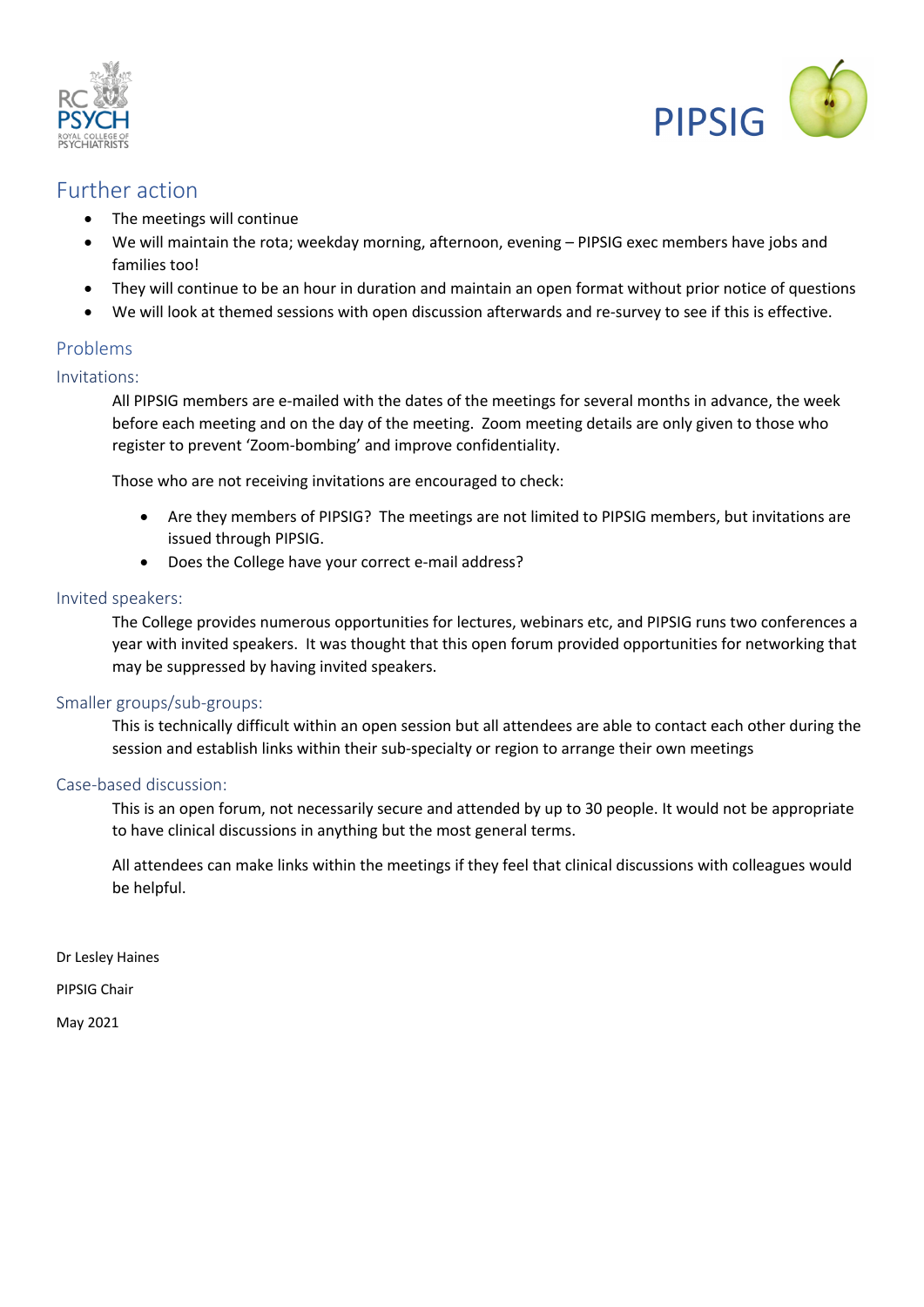## Further action

- The meetings will continue
- We will maintain the rota; weekday morning, afternoon, evening – PIPSIG exec members have jobs and families too!
- They will continue to be an hour in duration and maintain an open format without prior notice of questions
- We will look at themed sessions with open discussion afterwards and re-survey to see if this is effective.

## Problems

### Invitations:

All PIPSIG members are e-mailed with the dates of the meetings for several months in advance, the week before each meeting and on the day of the meeting. Zoom meeting details are only given to those who register to prevent 'Zoom-bombing' and improve confidentiality.

Those who are not receiving invitations are encouraged to check:

- Are they members of PIPSIG? The meetings are not limited to PIPSIG members, but invitations are issued through PIPSIG.
- Does the College have your correct e-mail address?

### Invited speakers:

The College provides numerous opportunities for lectures, webinars etc, and PIPSIG runs two conferences a year with invited speakers. It was thought that this open forum provided opportunities for networking that may be suppressed by having invited speakers.

### Smaller groups/sub-groups:

This is technically difficult within an open session but all attendees are able to contact each other during the session and establish links within their sub-specialty or region to arrange their own meetings

### Case-based discussion:

This is an open forum, not necessarily secure and attended by up to 30 people. It would not be appropriate to have clinical discussions in anything but the most general terms.

All attendees can make links within the meetings if they feel that clinical discussions with colleagues would be helpful.

Dr Lesley Haines

PIPSIG Chair

May 2021